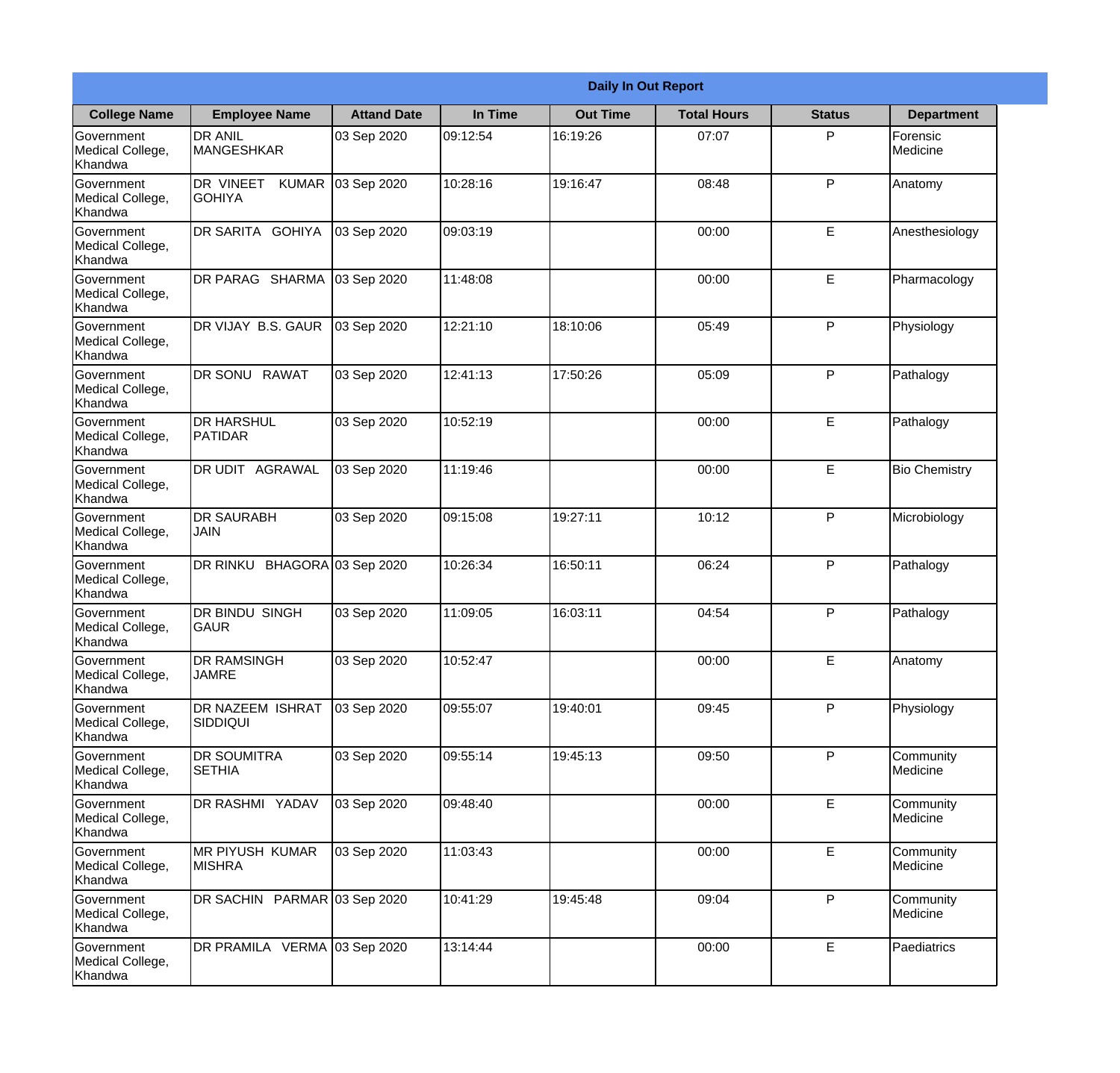| Daily In Out Report | | | | | | | |
|---|---|---|---|---|---|---|---|
| **College Name** | **Employee Name** | **Attand Date** | **In Time** | **Out Time** | **Total Hours** | **Status** | **Department** |
| Government Medical College, Khandwa | DR ANIL MANGESHKAR | 03 Sep 2020 | 09:12:54 | 16:19:26 | 07:07 | P | Forensic Medicine |
| Government Medical College, Khandwa | DR VINEET KUMAR GOHIYA | 03 Sep 2020 | 10:28:16 | 19:16:47 | 08:48 | P | Anatomy |
| Government Medical College, Khandwa | DR SARITA GOHIYA | 03 Sep 2020 | 09:03:19 | | 00:00 | E | Anesthesiology |
| Government Medical College, Khandwa | DR PARAG SHARMA | 03 Sep 2020 | 11:48:08 | | 00:00 | E | Pharmacology |
| Government Medical College, Khandwa | DR VIJAY B.S. GAUR | 03 Sep 2020 | 12:21:10 | 18:10:06 | 05:49 | P | Physiology |
| Government Medical College, Khandwa | DR SONU RAWAT | 03 Sep 2020 | 12:41:13 | 17:50:26 | 05:09 | P | Pathalogy |
| Government Medical College, Khandwa | DR HARSHUL PATIDAR | 03 Sep 2020 | 10:52:19 | | 00:00 | E | Pathalogy |
| Government Medical College, Khandwa | DR UDIT AGRAWAL | 03 Sep 2020 | 11:19:46 | | 00:00 | E | Bio Chemistry |
| Government Medical College, Khandwa | DR SAURABH JAIN | 03 Sep 2020 | 09:15:08 | 19:27:11 | 10:12 | P | Microbiology |
| Government Medical College, Khandwa | DR RINKU BHAGORA | 03 Sep 2020 | 10:26:34 | 16:50:11 | 06:24 | P | Pathalogy |
| Government Medical College, Khandwa | DR BINDU SINGH GAUR | 03 Sep 2020 | 11:09:05 | 16:03:11 | 04:54 | P | Pathalogy |
| Government Medical College, Khandwa | DR RAMSINGH JAMRE | 03 Sep 2020 | 10:52:47 | | 00:00 | E | Anatomy |
| Government Medical College, Khandwa | DR NAZEEM ISHRAT SIDDIQUI | 03 Sep 2020 | 09:55:07 | 19:40:01 | 09:45 | P | Physiology |
| Government Medical College, Khandwa | DR SOUMITRA SETHIA | 03 Sep 2020 | 09:55:14 | 19:45:13 | 09:50 | P | Community Medicine |
| Government Medical College, Khandwa | DR RASHMI YADAV | 03 Sep 2020 | 09:48:40 | | 00:00 | E | Community Medicine |
| Government Medical College, Khandwa | MR PIYUSH KUMAR MISHRA | 03 Sep 2020 | 11:03:43 | | 00:00 | E | Community Medicine |
| Government Medical College, Khandwa | DR SACHIN PARMAR | 03 Sep 2020 | 10:41:29 | 19:45:48 | 09:04 | P | Community Medicine |
| Government Medical College, Khandwa | DR PRAMILA VERMA | 03 Sep 2020 | 13:14:44 | | 00:00 | E | Paediatrics |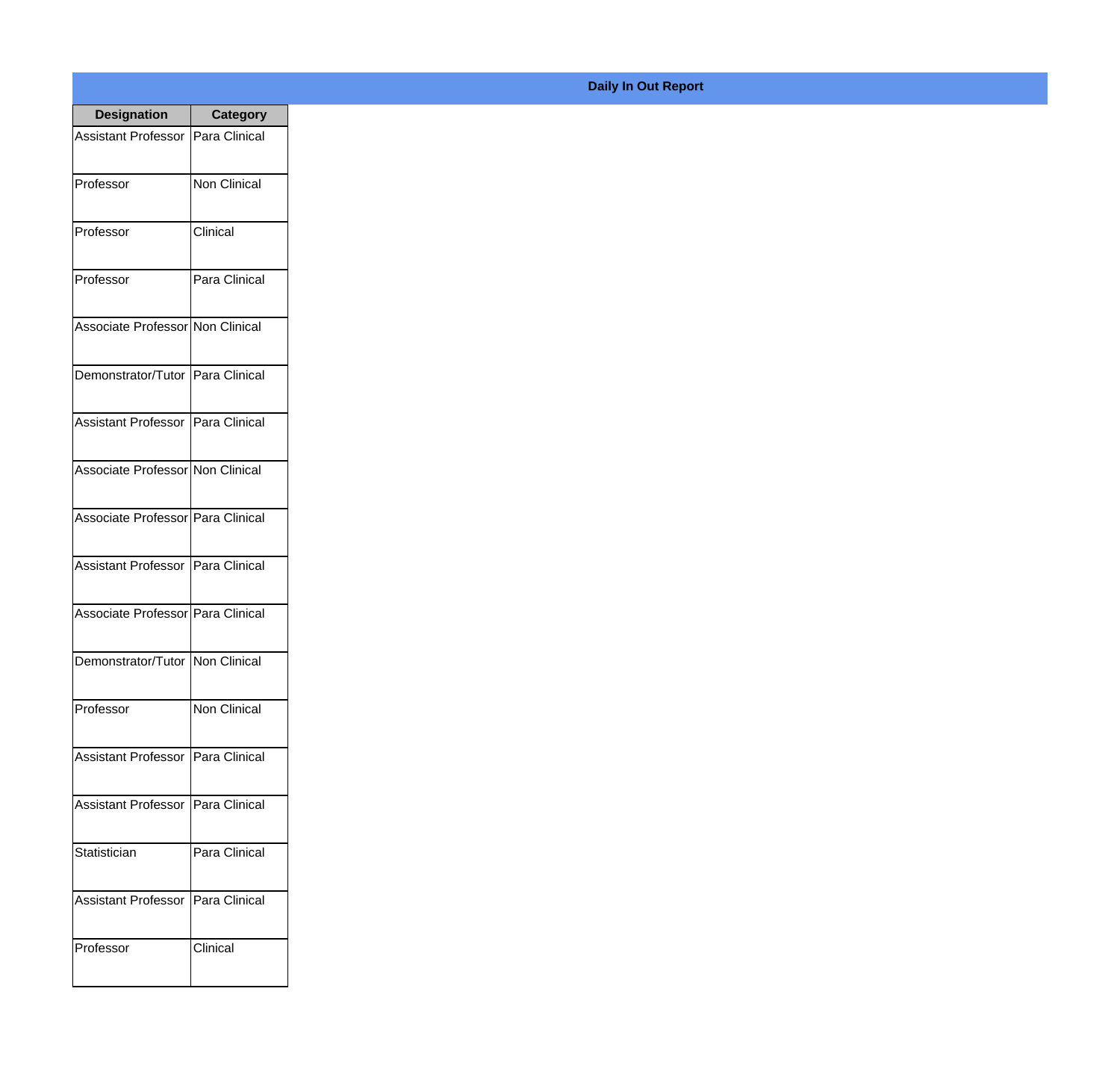## Daily In Out Report

| Designation | Category |
|---|---|
| Assistant Professor | Para Clinical |
| Professor | Non Clinical |
| Professor | Clinical |
| Professor | Para Clinical |
| Associate Professor | Non Clinical |
| Demonstrator/Tutor | Para Clinical |
| Assistant Professor | Para Clinical |
| Associate Professor | Non Clinical |
| Associate Professor | Para Clinical |
| Assistant Professor | Para Clinical |
| Associate Professor | Para Clinical |
| Demonstrator/Tutor | Non Clinical |
| Professor | Non Clinical |
| Assistant Professor | Para Clinical |
| Assistant Professor | Para Clinical |
| Statistician | Para Clinical |
| Assistant Professor | Para Clinical |
| Professor | Clinical |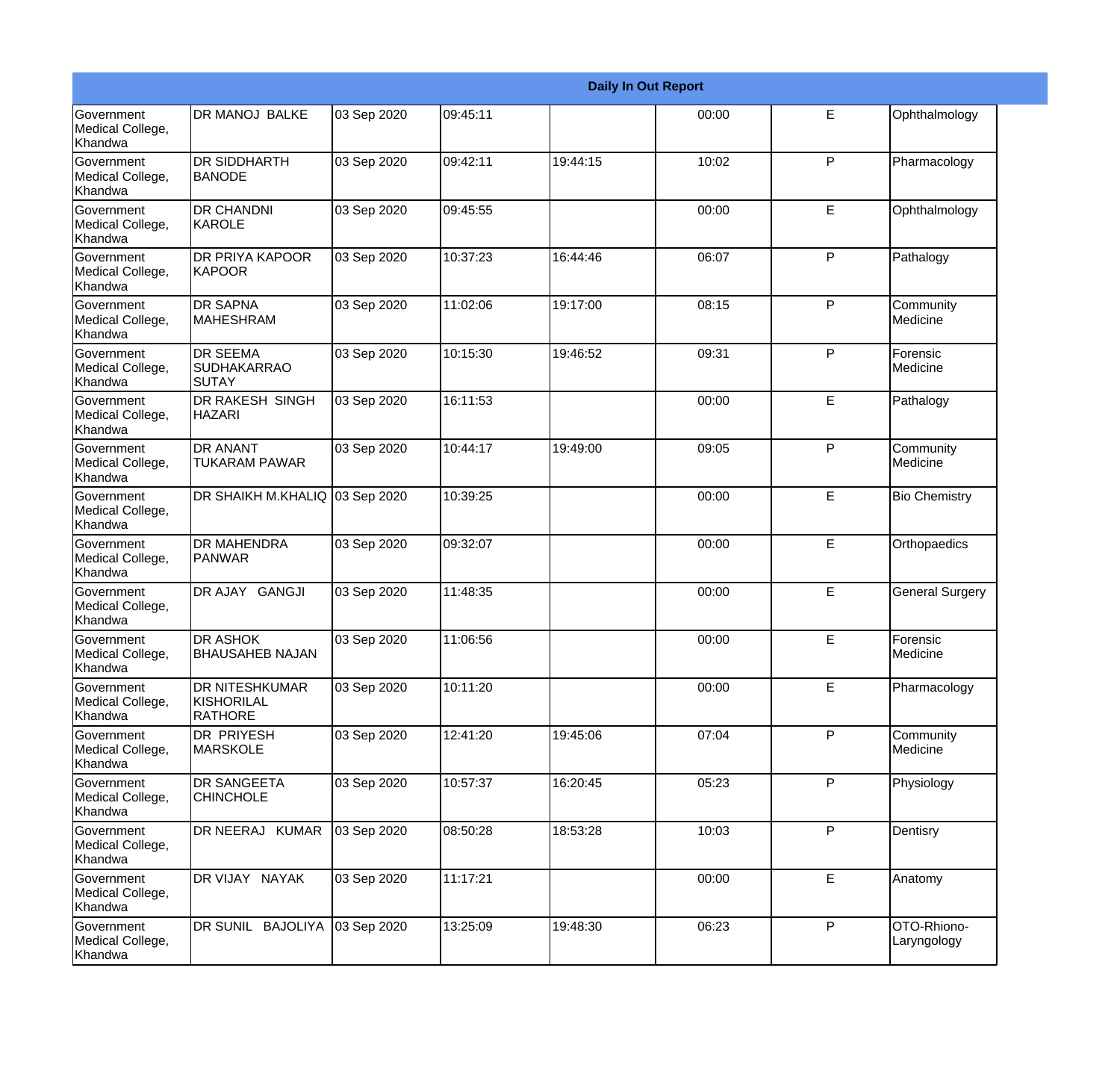| Daily In Out Report | | | | | | | |
|---|---|---|---|---|---|---|---|
| Government Medical College, Khandwa | DR MANOJ BALKE | 03 Sep 2020 | 09:45:11 | | 00:00 | E | Ophthalmology |
| Government Medical College, Khandwa | DR SIDDHARTH BANODE | 03 Sep 2020 | 09:42:11 | 19:44:15 | 10:02 | P | Pharmacology |
| Government Medical College, Khandwa | DR CHANDNI KAROLE | 03 Sep 2020 | 09:45:55 | | 00:00 | E | Ophthalmology |
| Government Medical College, Khandwa | DR PRIYA KAPOOR KAPOOR | 03 Sep 2020 | 10:37:23 | 16:44:46 | 06:07 | P | Pathalogy |
| Government Medical College, Khandwa | DR SAPNA MAHESHRAM | 03 Sep 2020 | 11:02:06 | 19:17:00 | 08:15 | P | Community Medicine |
| Government Medical College, Khandwa | DR SEEMA SUDHAKARRAO SUTAY | 03 Sep 2020 | 10:15:30 | 19:46:52 | 09:31 | P | Forensic Medicine |
| Government Medical College, Khandwa | DR RAKESH SINGH HAZARI | 03 Sep 2020 | 16:11:53 | | 00:00 | E | Pathalogy |
| Government Medical College, Khandwa | DR ANANT TUKARAM PAWAR | 03 Sep 2020 | 10:44:17 | 19:49:00 | 09:05 | P | Community Medicine |
| Government Medical College, Khandwa | DR SHAIKH M.KHALIQ | 03 Sep 2020 | 10:39:25 | | 00:00 | E | Bio Chemistry |
| Government Medical College, Khandwa | DR MAHENDRA PANWAR | 03 Sep 2020 | 09:32:07 | | 00:00 | E | Orthopaedics |
| Government Medical College, Khandwa | DR AJAY GANGJI | 03 Sep 2020 | 11:48:35 | | 00:00 | E | General Surgery |
| Government Medical College, Khandwa | DR ASHOK BHAUSAHEB NAJAN | 03 Sep 2020 | 11:06:56 | | 00:00 | E | Forensic Medicine |
| Government Medical College, Khandwa | DR NITESHKUMAR KISHORILAL RATHORE | 03 Sep 2020 | 10:11:20 | | 00:00 | E | Pharmacology |
| Government Medical College, Khandwa | DR PRIYESH MARSKOLE | 03 Sep 2020 | 12:41:20 | 19:45:06 | 07:04 | P | Community Medicine |
| Government Medical College, Khandwa | DR SANGEETA CHINCHOLE | 03 Sep 2020 | 10:57:37 | 16:20:45 | 05:23 | P | Physiology |
| Government Medical College, Khandwa | DR NEERAJ KUMAR | 03 Sep 2020 | 08:50:28 | 18:53:28 | 10:03 | P | Dentisry |
| Government Medical College, Khandwa | DR VIJAY NAYAK | 03 Sep 2020 | 11:17:21 | | 00:00 | E | Anatomy |
| Government Medical College, Khandwa | DR SUNIL BAJOLIYA | 03 Sep 2020 | 13:25:09 | 19:48:30 | 06:23 | P | OTO-Rhiono-Laryngology |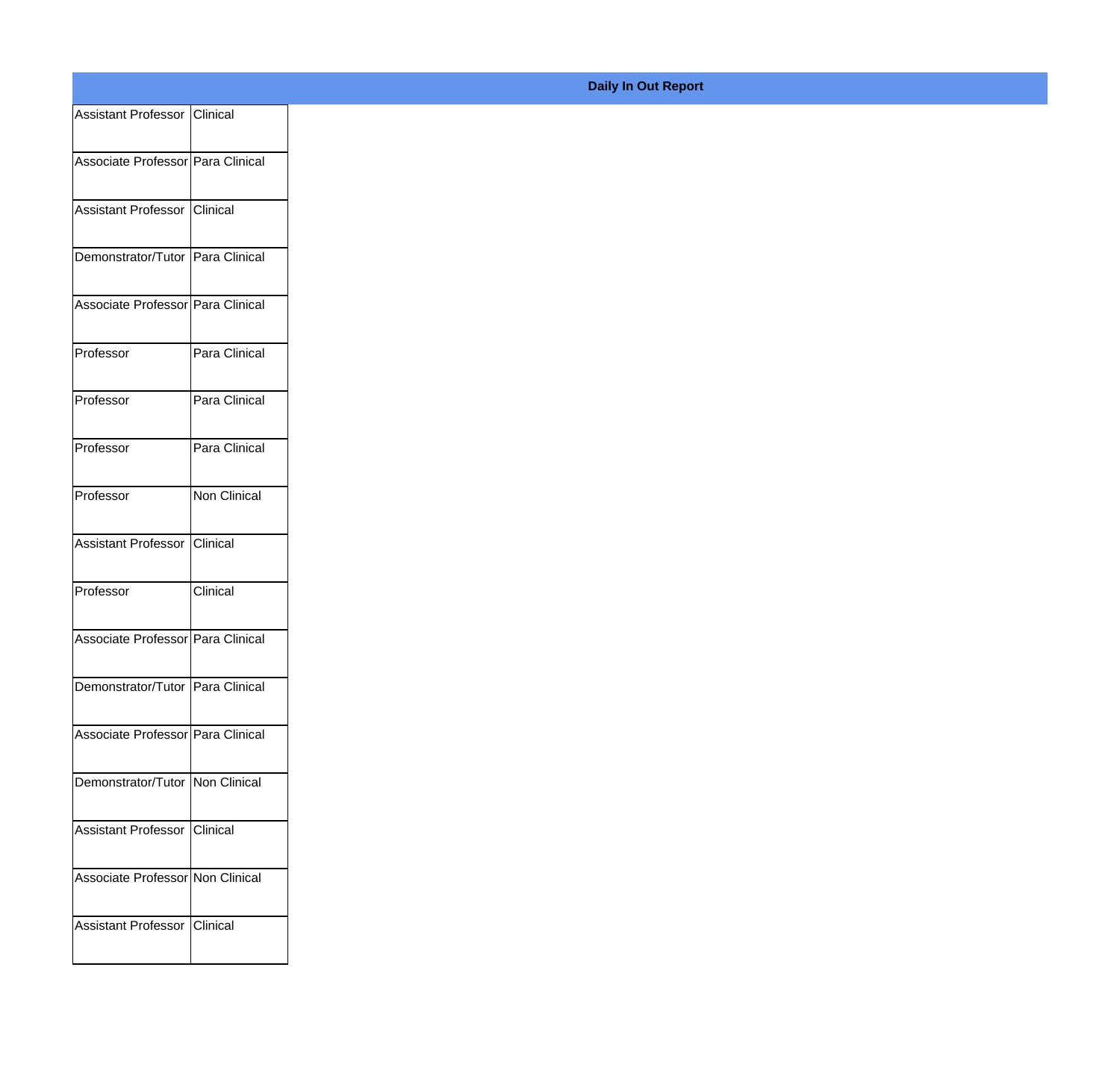**Daily In Out Report**

| | |
|---|---|
| Assistant Professor | Clinical |
| Associate Professor | Para Clinical |
| Assistant Professor | Clinical |
| Demonstrator/Tutor | Para Clinical |
| Associate Professor | Para Clinical |
| Professor | Para Clinical |
| Professor | Para Clinical |
| Professor | Para Clinical |
| Professor | Non Clinical |
| Assistant Professor | Clinical |
| Professor | Clinical |
| Associate Professor | Para Clinical |
| Demonstrator/Tutor | Para Clinical |
| Associate Professor | Para Clinical |
| Demonstrator/Tutor | Non Clinical |
| Assistant Professor | Clinical |
| Associate Professor | Non Clinical |
| Assistant Professor | Clinical |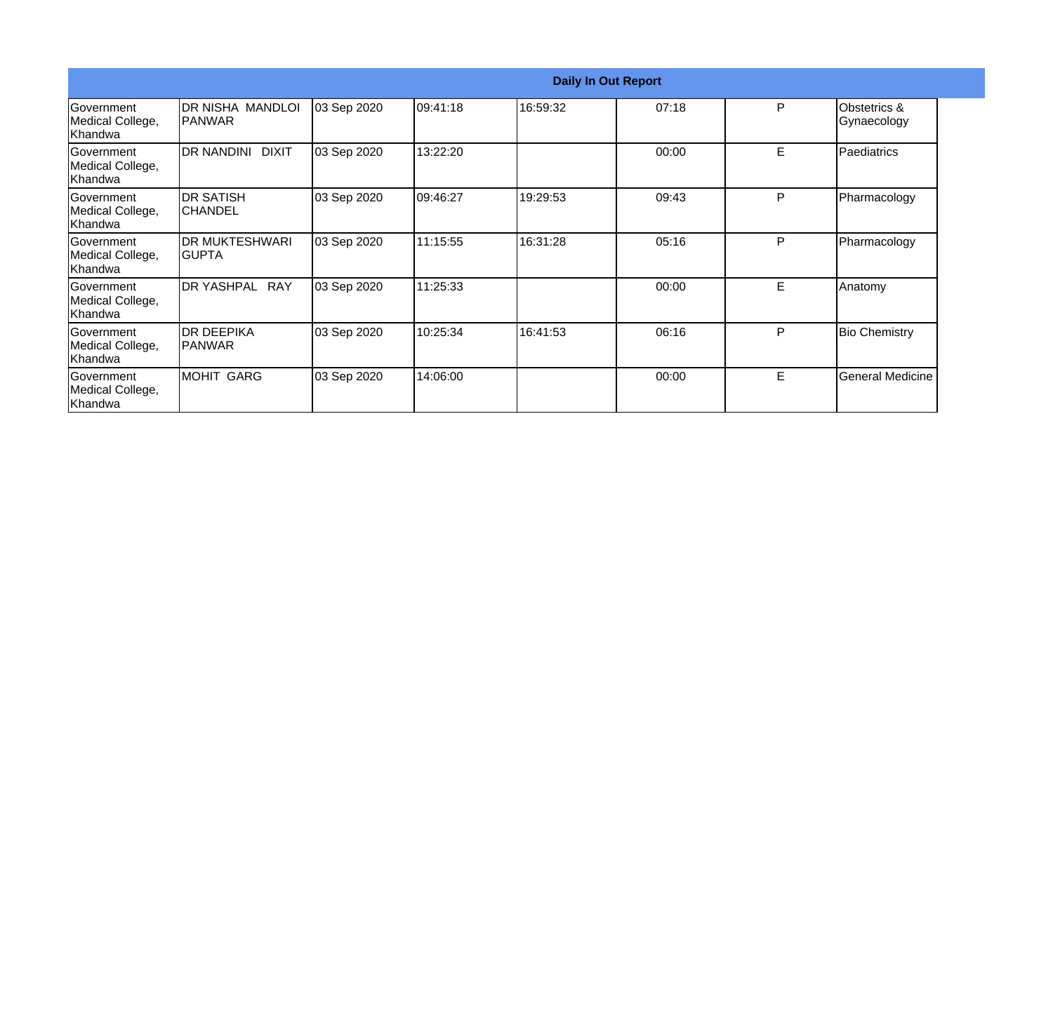| Daily In Out Report | | | | | | | |
|---|---|---|---|---|---|---|---|
| Government Medical College, Khandwa | DR NISHA MANDLOI PANWAR | 03 Sep 2020 | 09:41:18 | 16:59:32 | 07:18 | P | Obstetrics & Gynaecology |
| Government Medical College, Khandwa | DR NANDINI DIXIT | 03 Sep 2020 | 13:22:20 | | 00:00 | E | Paediatrics |
| Government Medical College, Khandwa | DR SATISH CHANDEL | 03 Sep 2020 | 09:46:27 | 19:29:53 | 09:43 | P | Pharmacology |
| Government Medical College, Khandwa | DR MUKTESHWARI GUPTA | 03 Sep 2020 | 11:15:55 | 16:31:28 | 05:16 | P | Pharmacology |
| Government Medical College, Khandwa | DR YASHPAL RAY | 03 Sep 2020 | 11:25:33 | | 00:00 | E | Anatomy |
| Government Medical College, Khandwa | DR DEEPIKA PANWAR | 03 Sep 2020 | 10:25:34 | 16:41:53 | 06:16 | P | Bio Chemistry |
| Government Medical College, Khandwa | MOHIT GARG | 03 Sep 2020 | 14:06:00 | | 00:00 | E | General Medicine |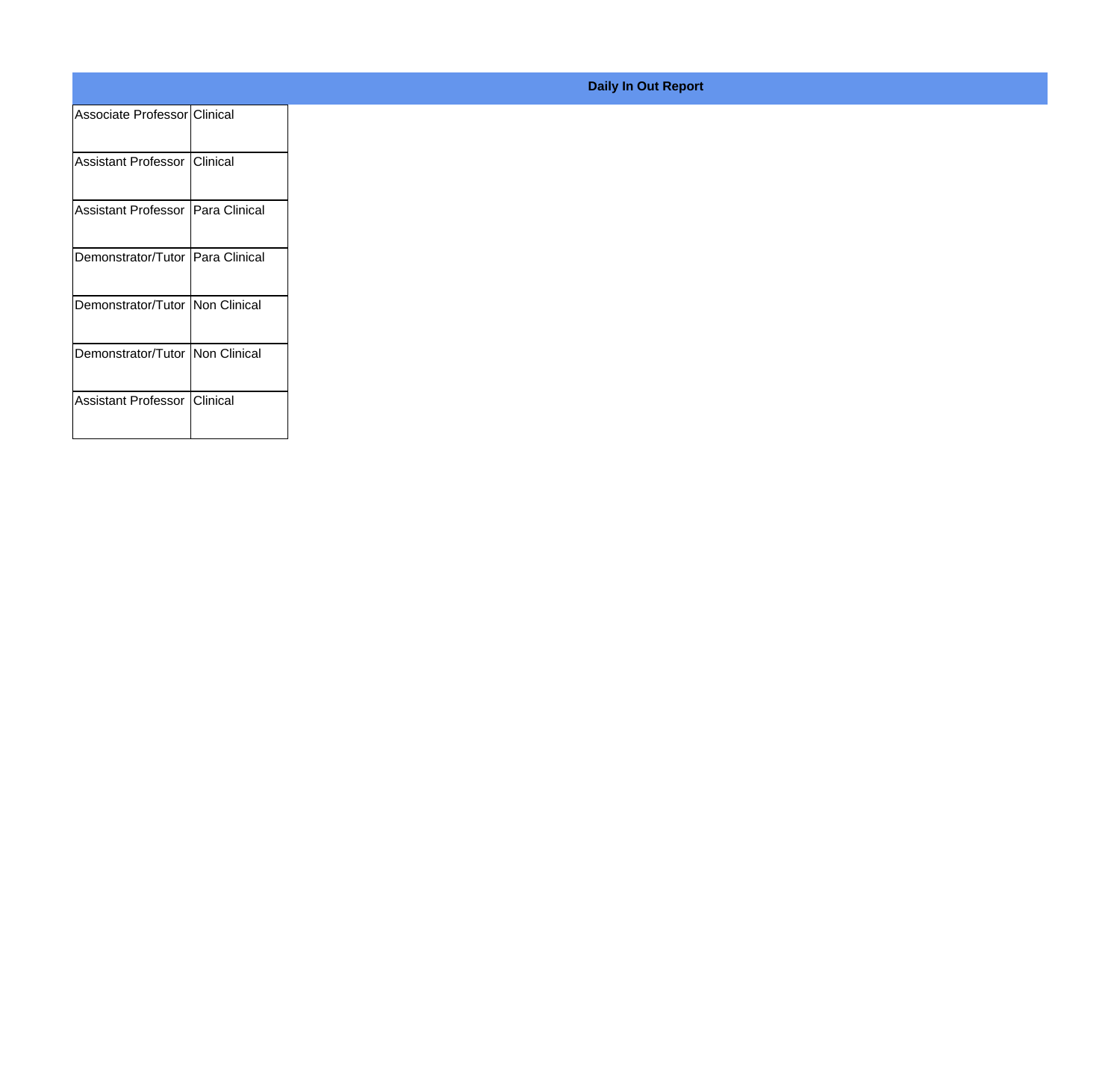**Daily In Out Report**

| | |
|---|---|
| Associate Professor | Clinical |
| Assistant Professor | Clinical |
| Assistant Professor | Para Clinical |
| Demonstrator/Tutor | Para Clinical |
| Demonstrator/Tutor | Non Clinical |
| Demonstrator/Tutor | Non Clinical |
| Assistant Professor | Clinical |